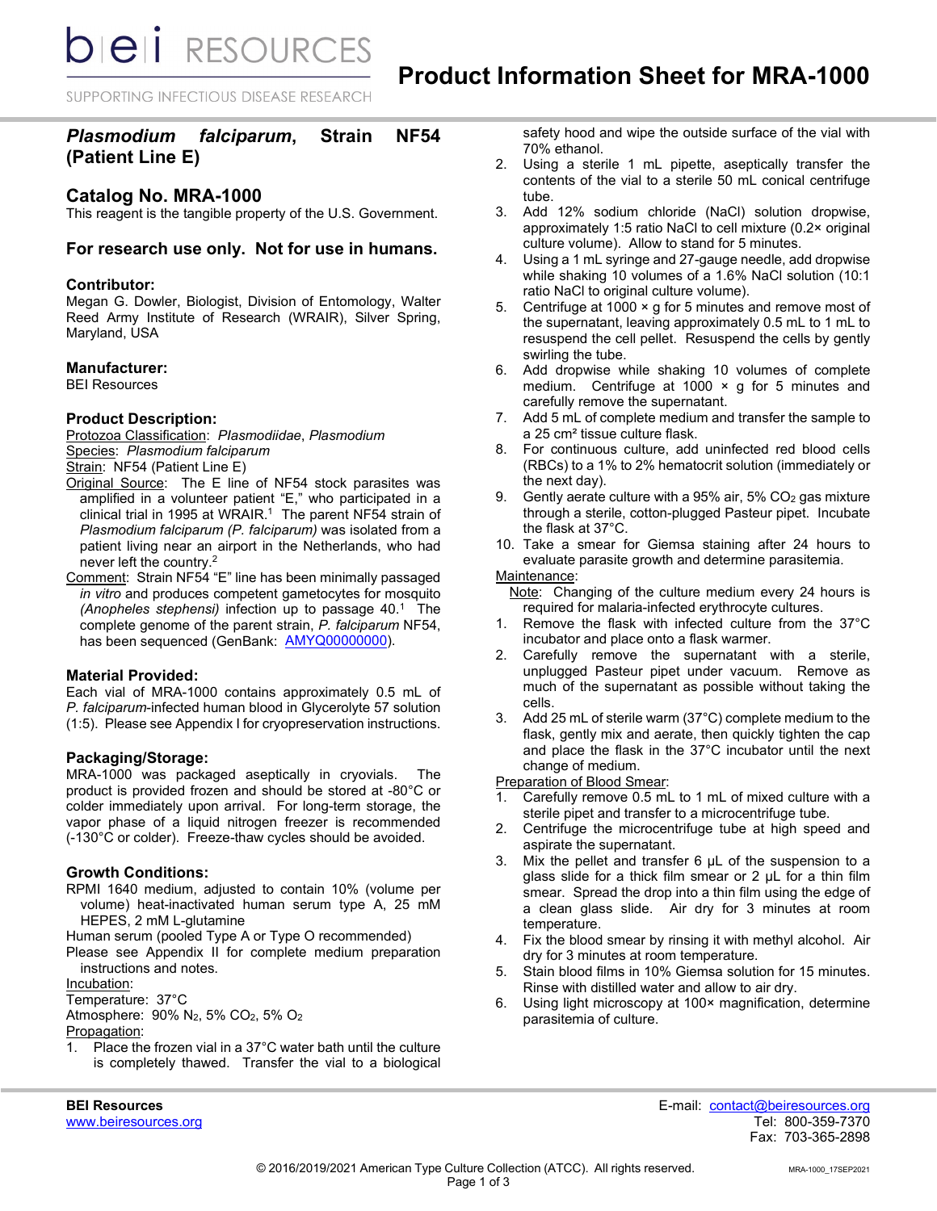# Product Information Sheet for MRA-1000

## *Plasmodium falciparum*, Strain NF54 (Patient Line E)

## Catalog No. MRA-1000

This reagent is the tangible property of the U.S. Government.

### For research use only. Not for use in humans.

### Contributor:

Megan G. Dowler, Biologist, Division of Entomology, Walter Reed Army Institute of Research (WRAIR), Silver Spring, Maryland, USA

### Manufacturer:

BEI Resources

### Product Description:

Protozoa Classification: *Plasmodiidae*, *Plasmodium*

Species: *Plasmodium falciparum*

Strain: NF54 (Patient Line E)

Original Source: The E line of NF54 stock parasites was amplified in a volunteer patient "E," who participated in a clinical trial in 1995 at WRAIR.[1] The parent NF54 strain of *Plasmodium falciparum (P. falciparum)* was isolated from a patient living near an airport in the Netherlands, who had never left the country.[2]

Comment: Strain NF54 "E" line has been minimally passaged *in vitro* and produces competent gametocytes for mosquito *(Anopheles stephensi)* infection up to passage 40.[1] The complete genome of the parent strain, *P. falciparum* NF54, has been sequenced (GenBank: AMYQ00000000).

### Material Provided:

Each vial of MRA-1000 contains approximately 0.5 mL of *P. falciparum*-infected human blood in Glycerolyte 57 solution (1:5). Please see Appendix I for cryopreservation instructions.

### Packaging/Storage:

MRA-1000 was packaged aseptically in cryovials. The product is provided frozen and should be stored at -80°C or colder immediately upon arrival. For long-term storage, the vapor phase of a liquid nitrogen freezer is recommended (-130°C or colder). Freeze-thaw cycles should be avoided.

### Growth Conditions:

RPMI 1640 medium, adjusted to contain 10% (volume per volume) heat-inactivated human serum type A, 25 mM HEPES, 2 mM L-glutamine

Human serum (pooled Type A or Type O recommended)

Please see Appendix II for complete medium preparation instructions and notes.

Incubation:

Temperature: 37°C

Atmosphere: 90% $N_2$, 5% $CO_2$, 5% $O_2$

Propagation:

1. Place the frozen vial in a 37°C water bath until the culture is completely thawed. Transfer the vial to a biological safety hood and wipe the outside surface of the vial with 70% ethanol.
2. Using a sterile 1 mL pipette, aseptically transfer the contents of the vial to a sterile 50 mL conical centrifuge tube.
3. Add 12% sodium chloride (NaCl) solution dropwise, approximately 1:5 ratio NaCl to cell mixture (0.2× original culture volume). Allow to stand for 5 minutes.
4. Using a 1 mL syringe and 27-gauge needle, add dropwise while shaking 10 volumes of a 1.6% NaCl solution (10:1 ratio NaCl to original culture volume).
5. Centrifuge at 1000 × g for 5 minutes and remove most of the supernatant, leaving approximately 0.5 mL to 1 mL to resuspend the cell pellet. Resuspend the cells by gently swirling the tube.
6. Add dropwise while shaking 10 volumes of complete medium. Centrifuge at 1000 × g for 5 minutes and carefully remove the supernatant.
7. Add 5 mL of complete medium and transfer the sample to a 25 cm² tissue culture flask.
8. For continuous culture, add uninfected red blood cells (RBCs) to a 1% to 2% hematocrit solution (immediately or the next day).
9. Gently aerate culture with a 95% air, 5% $CO_2$ gas mixture through a sterile, cotton-plugged Pasteur pipet. Incubate the flask at 37°C.
10. Take a smear for Giemsa staining after 24 hours to evaluate parasite growth and determine parasitemia.

Maintenance:

Note: Changing of the culture medium every 24 hours is required for malaria-infected erythrocyte cultures.

1. Remove the flask with infected culture from the 37°C incubator and place onto a flask warmer.
2. Carefully remove the supernatant with a sterile, unplugged Pasteur pipet under vacuum. Remove as much of the supernatant as possible without taking the cells.
3. Add 25 mL of sterile warm (37°C) complete medium to the flask, gently mix and aerate, then quickly tighten the cap and place the flask in the 37°C incubator until the next change of medium.

Preparation of Blood Smear:

1. Carefully remove 0.5 mL to 1 mL of mixed culture with a sterile pipet and transfer to a microcentrifuge tube.
2. Centrifuge the microcentrifuge tube at high speed and aspirate the supernatant.
3. Mix the pellet and transfer 6 µL of the suspension to a glass slide for a thick film smear or 2 µL for a thin film smear. Spread the drop into a thin film using the edge of a clean glass slide. Air dry for 3 minutes at room temperature.
4. Fix the blood smear by rinsing it with methyl alcohol. Air dry for 3 minutes at room temperature.
5. Stain blood films in 10% Giemsa solution for 15 minutes. Rinse with distilled water and allow to air dry.
6. Using light microscopy at 100× magnification, determine parasitemia of culture.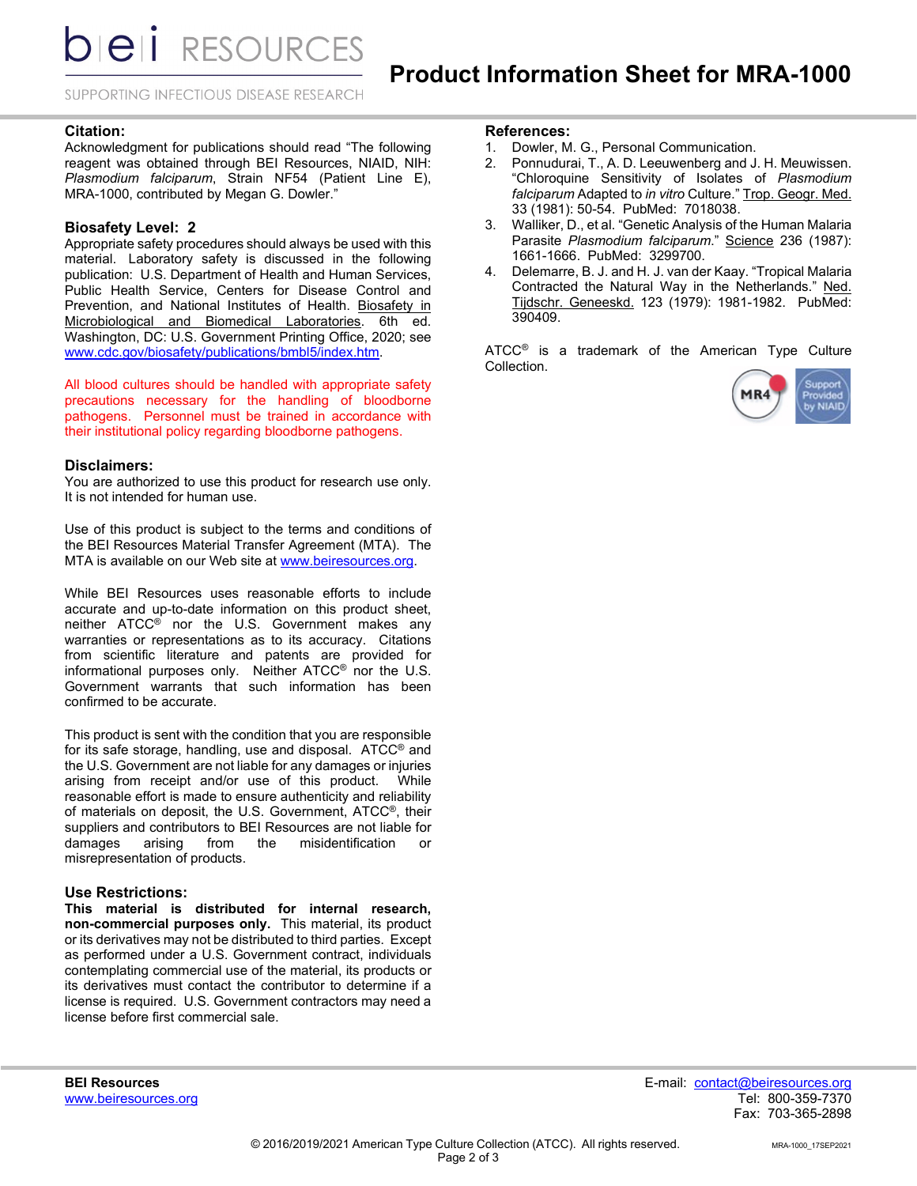### Citation:

Acknowledgment for publications should read "The following reagent was obtained through BEI Resources, NIAID, NIH: *Plasmodium falciparum*, Strain NF54 (Patient Line E), MRA-1000, contributed by Megan G. Dowler."

### Biosafety Level: 2

Appropriate safety procedures should always be used with this material. Laboratory safety is discussed in the following publication: U.S. Department of Health and Human Services, Public Health Service, Centers for Disease Control and Prevention, and National Institutes of Health. Biosafety in Microbiological and Biomedical Laboratories. 6th ed. Washington, DC: U.S. Government Printing Office, 2020; see www.cdc.gov/biosafety/publications/bmbl5/index.htm.

All blood cultures should be handled with appropriate safety precautions necessary for the handling of bloodborne pathogens. Personnel must be trained in accordance with their institutional policy regarding bloodborne pathogens.

### Disclaimers:

You are authorized to use this product for research use only. It is not intended for human use.

Use of this product is subject to the terms and conditions of the BEI Resources Material Transfer Agreement (MTA). The MTA is available on our Web site at www.beiresources.org.

While BEI Resources uses reasonable efforts to include accurate and up-to-date information on this product sheet, neither ATCC® nor the U.S. Government makes any warranties or representations as to its accuracy. Citations from scientific literature and patents are provided for informational purposes only. Neither ATCC® nor the U.S. Government warrants that such information has been confirmed to be accurate.

This product is sent with the condition that you are responsible for its safe storage, handling, use and disposal. ATCC® and the U.S. Government are not liable for any damages or injuries arising from receipt and/or use of this product. While reasonable effort is made to ensure authenticity and reliability of materials on deposit, the U.S. Government, ATCC®, their suppliers and contributors to BEI Resources are not liable for damages arising from the misidentification or misrepresentation of products.

### Use Restrictions:

**This material is distributed for internal research, non-commercial purposes only.** This material, its product or its derivatives may not be distributed to third parties. Except as performed under a U.S. Government contract, individuals contemplating commercial use of the material, its products or its derivatives must contact the contributor to determine if a license is required. U.S. Government contractors may need a license before first commercial sale.

### References:

1. Dowler, M. G., Personal Communication.
2. Ponnudurai, T., A. D. Leeuwenberg and J. H. Meuwissen. "Chloroquine Sensitivity of Isolates of *Plasmodium falciparum* Adapted to *in vitro* Culture." Trop. Geogr. Med. 33 (1981): 50-54. PubMed: 7018038.
3. Walliker, D., et al. "Genetic Analysis of the Human Malaria Parasite *Plasmodium falciparum*." Science 236 (1987): 1661-1666. PubMed: 3299700.
4. Delemarre, B. J. and H. J. van der Kaay. "Tropical Malaria Contracted the Natural Way in the Netherlands." Ned. Tijdschr. Geneeskd. 123 (1979): 1981-1982. PubMed: 390409.

ATCC® is a trademark of the American Type Culture Collection.

**BEI Resources**
www.beiresources.org

E-mail: contact@beiresources.org
Tel: 800-359-7370
Fax: 703-365-2898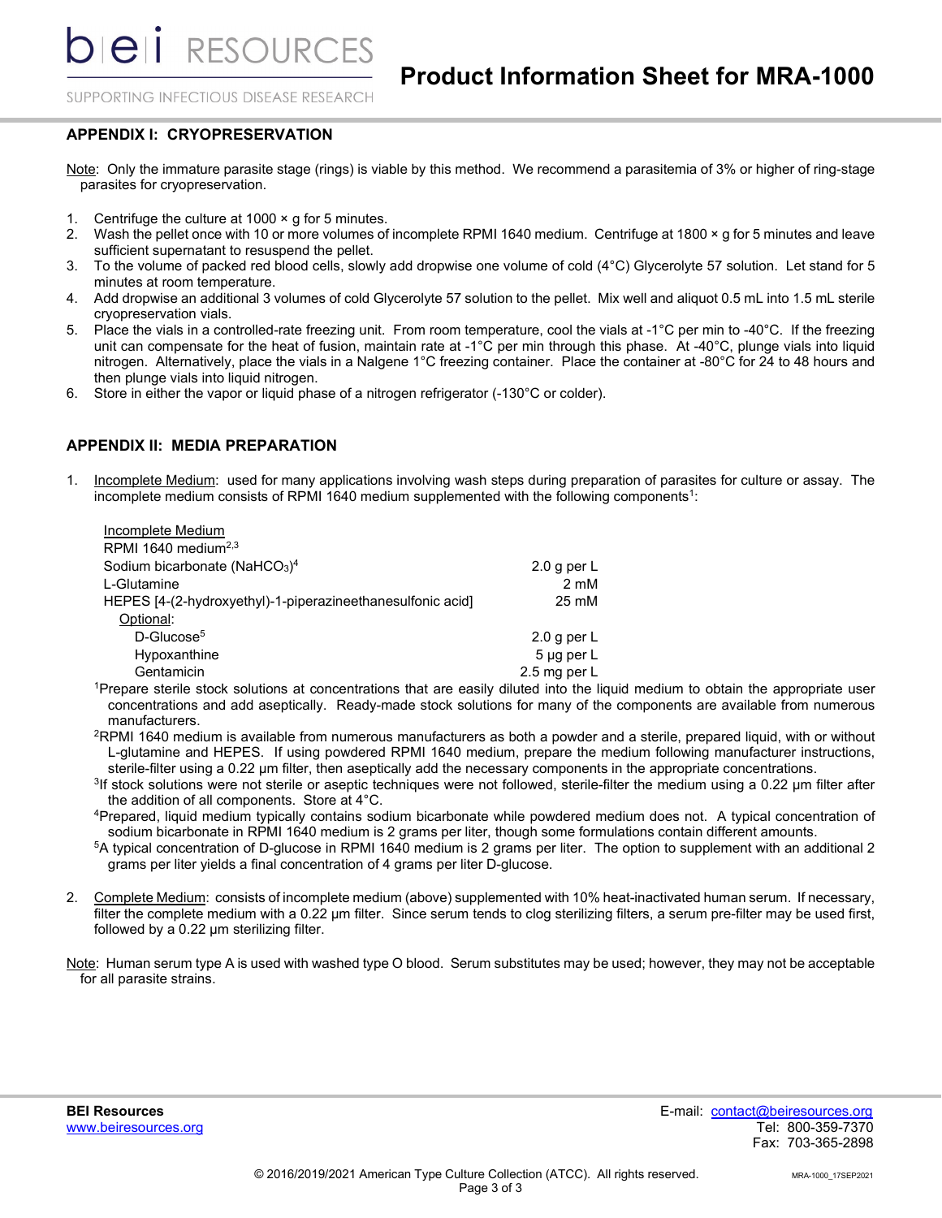## APPENDIX I: CRYOPRESERVATION

Note: Only the immature parasite stage (rings) is viable by this method. We recommend a parasitemia of 3% or higher of ring-stage parasites for cryopreservation.

1. Centrifuge the culture at 1000 × g for 5 minutes.
2. Wash the pellet once with 10 or more volumes of incomplete RPMI 1640 medium. Centrifuge at 1800 × g for 5 minutes and leave sufficient supernatant to resuspend the pellet.
3. To the volume of packed red blood cells, slowly add dropwise one volume of cold (4°C) Glycerolyte 57 solution. Let stand for 5 minutes at room temperature.
4. Add dropwise an additional 3 volumes of cold Glycerolyte 57 solution to the pellet. Mix well and aliquot 0.5 mL into 1.5 mL sterile cryopreservation vials.
5. Place the vials in a controlled-rate freezing unit. From room temperature, cool the vials at -1°C per min to -40°C. If the freezing unit can compensate for the heat of fusion, maintain rate at -1°C per min through this phase. At -40°C, plunge vials into liquid nitrogen. Alternatively, place the vials in a Nalgene 1°C freezing container. Place the container at -80°C for 24 to 48 hours and then plunge vials into liquid nitrogen.
6. Store in either the vapor or liquid phase of a nitrogen refrigerator (-130°C or colder).

## APPENDIX II: MEDIA PREPARATION

1. Incomplete Medium: used for many applications involving wash steps during preparation of parasites for culture or assay. The incomplete medium consists of RPMI 1640 medium supplemented with the following components[1]:

| | |
|---|---|
| Incomplete Medium | |
| RPMI 1640 medium[2,3] | |
| Sodium bicarbonate ($NaHCO_3$)[4] | 2.0 g per L |
| L-Glutamine | 2 mM |
| HEPES [4-(2-hydroxyethyl)-1-piperazineethanesulfonic acid] | 25 mM |
| Optional: | |
| D-Glucose[5] | 2.0 g per L |
| Hypoxanthine | 5 µg per L |
| Gentamicin | 2.5 mg per L |

[1]Prepare sterile stock solutions at concentrations that are easily diluted into the liquid medium to obtain the appropriate user concentrations and add aseptically. Ready-made stock solutions for many of the components are available from numerous manufacturers.

[2]RPMI 1640 medium is available from numerous manufacturers as both a powder and a sterile, prepared liquid, with or without L-glutamine and HEPES. If using powdered RPMI 1640 medium, prepare the medium following manufacturer instructions, sterile-filter using a 0.22 µm filter, then aseptically add the necessary components in the appropriate concentrations.

[3]If stock solutions were not sterile or aseptic techniques were not followed, sterile-filter the medium using a 0.22 µm filter after the addition of all components. Store at 4°C.

[4]Prepared, liquid medium typically contains sodium bicarbonate while powdered medium does not. A typical concentration of sodium bicarbonate in RPMI 1640 medium is 2 grams per liter, though some formulations contain different amounts.

[5]A typical concentration of D-glucose in RPMI 1640 medium is 2 grams per liter. The option to supplement with an additional 2 grams per liter yields a final concentration of 4 grams per liter D-glucose.

2. Complete Medium: consists of incomplete medium (above) supplemented with 10% heat-inactivated human serum. If necessary, filter the complete medium with a 0.22 µm filter. Since serum tends to clog sterilizing filters, a serum pre-filter may be used first, followed by a 0.22 µm sterilizing filter.

Note: Human serum type A is used with washed type O blood. Serum substitutes may be used; however, they may not be acceptable for all parasite strains.